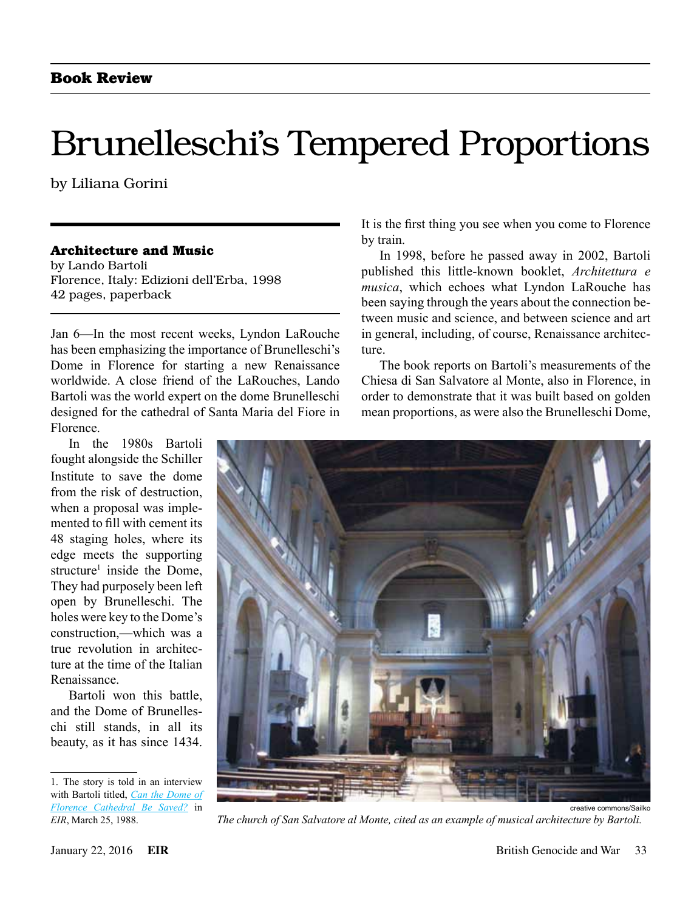**Book Review**

# Brunelleschi's Tempered Proportions

by Liliana Gorini

**Architecture and Music**
by Lando Bartoli
Florence, Italy: Edizioni dell'Erba, 1998
42 pages, paperback

Jan 6—In the most recent weeks, Lyndon LaRouche has been emphasizing the importance of Brunelleschi's Dome in Florence for starting a new Renaissance worldwide. A close friend of the LaRouches, Lando Bartoli was the world expert on the dome Brunelleschi designed for the cathedral of Santa Maria del Fiore in Florence.

In the 1980s Bartoli fought alongside the Schiller Institute to save the dome from the risk of destruction, when a proposal was implemented to fill with cement its 48 staging holes, where its edge meets the supporting structure[1] inside the Dome, They had purposely been left open by Brunelleschi. The holes were key to the Dome's construction,—which was a true revolution in architecture at the time of the Italian Renaissance.

Bartoli won this battle, and the Dome of Brunelleschi still stands, in all its beauty, as it has since 1434. It is the first thing you see when you come to Florence by train.

In 1998, before he passed away in 2002, Bartoli published this little-known booklet, *Architettura e musica*, which echoes what Lyndon LaRouche has been saying through the years about the connection between music and science, and between science and art in general, including, of course, Renaissance architecture.

The book reports on Bartoli's measurements of the Chiesa di San Salvatore al Monte, also in Florence, in order to demonstrate that it was built based on golden mean proportions, as were also the Brunelleschi Dome,

creative commons/Sailko

*The church of San Salvatore al Monte, cited as an example of musical architecture by Bartoli.*

1. The story is told in an interview with Bartoli titled, *Can the Dome of Florence Cathedral Be Saved?* in *EIR*, March 25, 1988.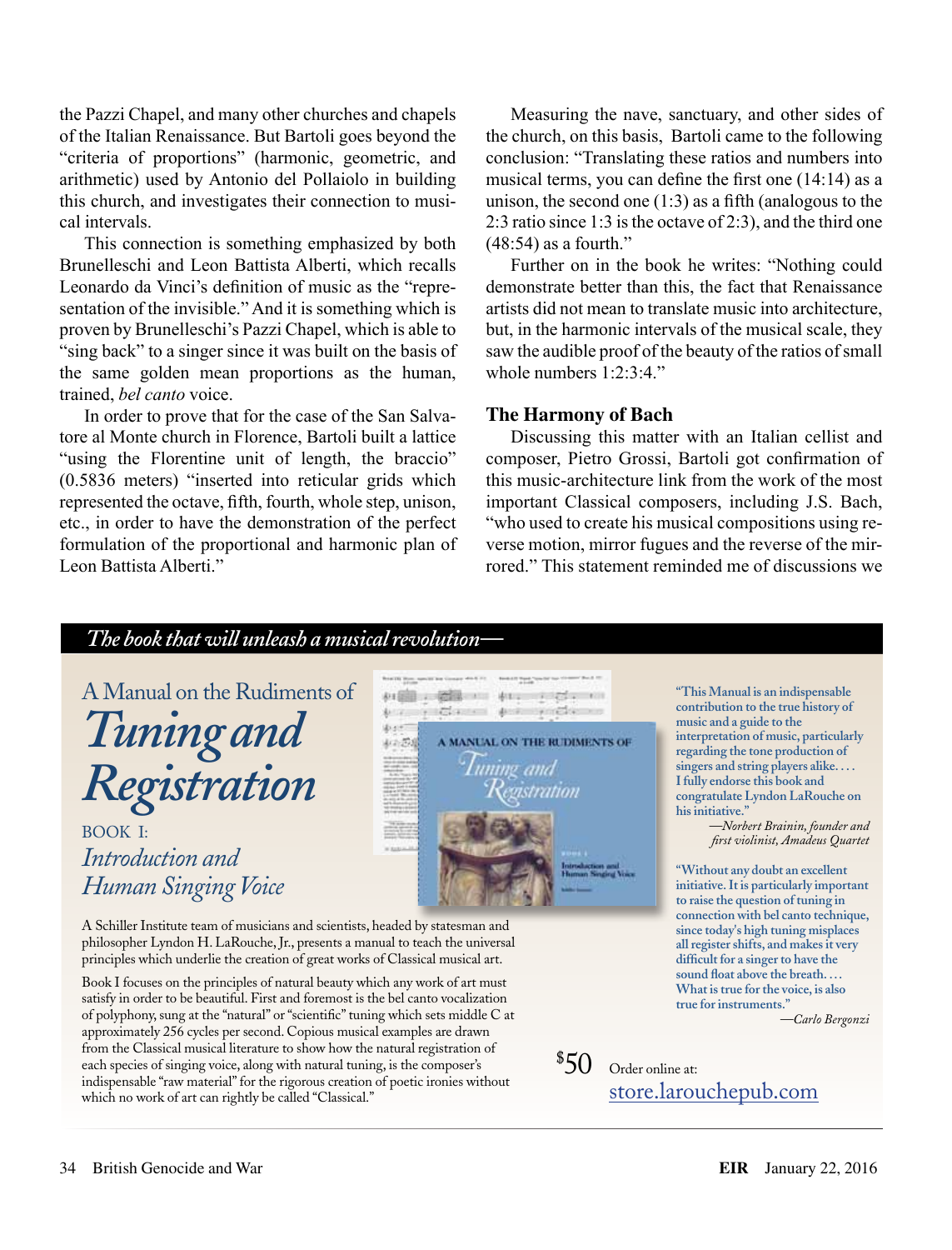the Pazzi Chapel, and many other churches and chapels of the Italian Renaissance. But Bartoli goes beyond the "criteria of proportions" (harmonic, geometric, and arithmetic) used by Antonio del Pollaiolo in building this church, and investigates their connection to musical intervals.

This connection is something emphasized by both Brunelleschi and Leon Battista Alberti, which recalls Leonardo da Vinci's definition of music as the "representation of the invisible." And it is something which is proven by Brunelleschi's Pazzi Chapel, which is able to "sing back" to a singer since it was built on the basis of the same golden mean proportions as the human, trained, *bel canto* voice.

In order to prove that for the case of the San Salvatore al Monte church in Florence, Bartoli built a lattice "using the Florentine unit of length, the braccio" (0.5836 meters) "inserted into reticular grids which represented the octave, fifth, fourth, whole step, unison, etc., in order to have the demonstration of the perfect formulation of the proportional and harmonic plan of Leon Battista Alberti."

Measuring the nave, sanctuary, and other sides of the church, on this basis, Bartoli came to the following conclusion: "Translating these ratios and numbers into musical terms, you can define the first one (14:14) as a unison, the second one (1:3) as a fifth (analogous to the 2:3 ratio since 1:3 is the octave of 2:3), and the third one (48:54) as a fourth."

Further on in the book he writes: "Nothing could demonstrate better than this, the fact that Renaissance artists did not mean to translate music into architecture, but, in the harmonic intervals of the musical scale, they saw the audible proof of the beauty of the ratios of small whole numbers 1:2:3:4."

### The Harmony of Bach

Discussing this matter with an Italian cellist and composer, Pietro Grossi, Bartoli got confirmation of this music-architecture link from the work of the most important Classical composers, including J.S. Bach, "who used to create his musical compositions using reverse motion, mirror fugues and the reverse of the mirrored." This statement reminded me of discussions we

---

*The book that will unleash a musical revolution—*

A Manual on the Rudiments of
## *Tuning and Registration*

BOOK I:
*Introduction and Human Singing Voice*

A Schiller Institute team of musicians and scientists, headed by statesman and philosopher Lyndon H. LaRouche, Jr., presents a manual to teach the universal principles which underlie the creation of great works of Classical musical art.

Book I focuses on the principles of natural beauty which any work of art must satisfy in order to be beautiful. First and foremost is the bel canto vocalization of polyphony, sung at the "natural" or "scientific" tuning which sets middle C at approximately 256 cycles per second. Copious musical examples are drawn from the Classical musical literature to show how the natural registration of each species of singing voice, along with natural tuning, is the composer's indispensable "raw material" for the rigorous creation of poetic ironies without which no work of art can rightly be called "Classical."

"This Manual is an indispensable contribution to the true history of music and a guide to the interpretation of music, particularly regarding the tone production of singers and string players alike. . . . I fully endorse this book and congratulate Lyndon LaRouche on his initiative."

—*Norbert Brainin, founder and first violinist, Amadeus Quartet*

"Without any doubt an excellent initiative. It is particularly important to raise the question of tuning in connection with bel canto technique, since today's high tuning misplaces all register shifts, and makes it very difficult for a singer to have the sound float above the breath. . . . What is true for the voice, is also true for instruments."

—*Carlo Bergonzi*

$50 Order online at: store.larouchepub.com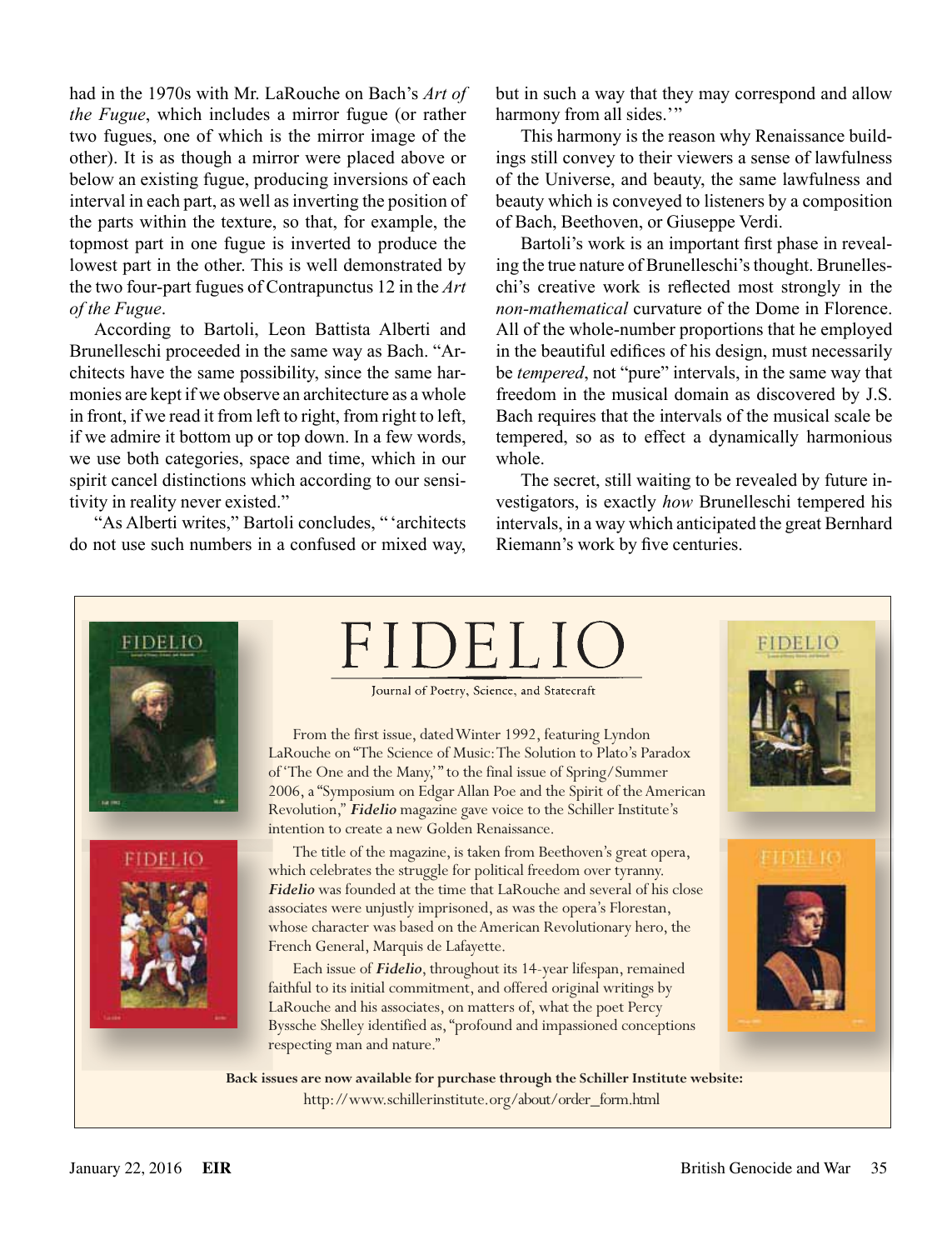had in the 1970s with Mr. LaRouche on Bach's *Art of the Fugue*, which includes a mirror fugue (or rather two fugues, one of which is the mirror image of the other). It is as though a mirror were placed above or below an existing fugue, producing inversions of each interval in each part, as well as inverting the position of the parts within the texture, so that, for example, the topmost part in one fugue is inverted to produce the lowest part in the other. This is well demonstrated by the two four-part fugues of Contrapunctus 12 in the *Art of the Fugue*.

According to Bartoli, Leon Battista Alberti and Brunelleschi proceeded in the same way as Bach. "Architects have the same possibility, since the same harmonies are kept if we observe an architecture as a whole in front, if we read it from left to right, from right to left, if we admire it bottom up or top down. In a few words, we use both categories, space and time, which in our spirit cancel distinctions which according to our sensitivity in reality never existed."

"As Alberti writes," Bartoli concludes, " 'architects do not use such numbers in a confused or mixed way, but in such a way that they may correspond and allow harmony from all sides.' "

This harmony is the reason why Renaissance buildings still convey to their viewers a sense of lawfulness of the Universe, and beauty, the same lawfulness and beauty which is conveyed to listeners by a composition of Bach, Beethoven, or Giuseppe Verdi.

Bartoli's work is an important first phase in revealing the true nature of Brunelleschi's thought. Brunelleschi's creative work is reflected most strongly in the *non-mathematical* curvature of the Dome in Florence. All of the whole-number proportions that he employed in the beautiful edifices of his design, must necessarily be *tempered*, not "pure" intervals, in the same way that freedom in the musical domain as discovered by J.S. Bach requires that the intervals of the musical scale be tempered, so as to effect a dynamically harmonious whole.

The secret, still waiting to be revealed by future investigators, is exactly *how* Brunelleschi tempered his intervals, in a way which anticipated the great Bernhard Riemann's work by five centuries.

# FIDELIO

Journal of Poetry, Science, and Statecraft

From the first issue, dated Winter 1992, featuring Lyndon LaRouche on "The Science of Music: The Solution to Plato's Paradox of 'The One and the Many,' " to the final issue of Spring/Summer 2006, a "Symposium on Edgar Allan Poe and the Spirit of the American Revolution," ***Fidelio*** magazine gave voice to the Schiller Institute's intention to create a new Golden Renaissance.

The title of the magazine, is taken from Beethoven's great opera, which celebrates the struggle for political freedom over tyranny. ***Fidelio*** was founded at the time that LaRouche and several of his close associates were unjustly imprisoned, as was the opera's Florestan, whose character was based on the American Revolutionary hero, the French General, Marquis de Lafayette.

Each issue of ***Fidelio***, throughout its 14-year lifespan, remained faithful to its initial commitment, and offered original writings by LaRouche and his associates, on matters of, what the poet Percy Byssche Shelley identified as, "profound and impassioned conceptions respecting man and nature."

**Back issues are now available for purchase through the Schiller Institute website:**
http://www.schillerinstitute.org/about/order_form.html